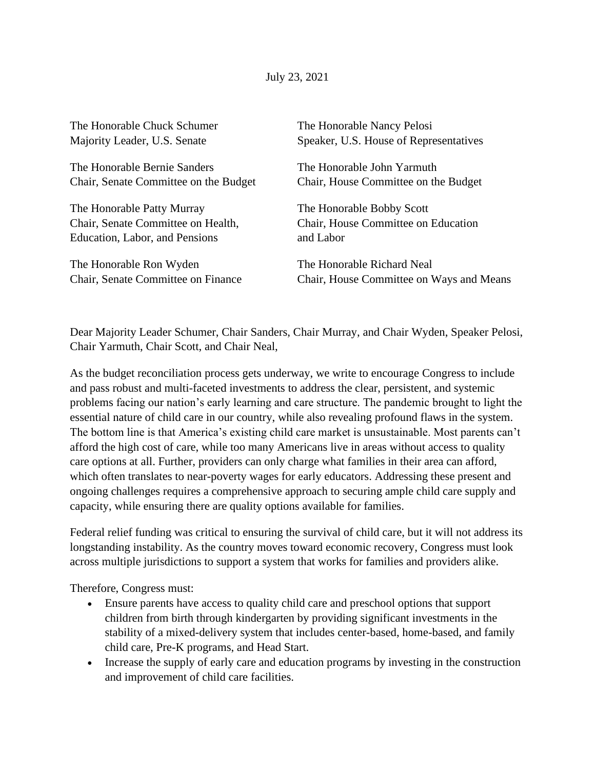July 23, 2021

The Honorable Chuck Schumer
Majority Leader, U.S. Senate

The Honorable Bernie Sanders
Chair, Senate Committee on the Budget

The Honorable Patty Murray
Chair, Senate Committee on Health, Education, Labor, and Pensions

The Honorable Ron Wyden
Chair, Senate Committee on Finance

The Honorable Nancy Pelosi
Speaker, U.S. House of Representatives

The Honorable John Yarmuth
Chair, House Committee on the Budget

The Honorable Bobby Scott
Chair, House Committee on Education and Labor

The Honorable Richard Neal
Chair, House Committee on Ways and Means

Dear Majority Leader Schumer, Chair Sanders, Chair Murray, and Chair Wyden, Speaker Pelosi, Chair Yarmuth, Chair Scott, and Chair Neal,

As the budget reconciliation process gets underway, we write to encourage Congress to include and pass robust and multi-faceted investments to address the clear, persistent, and systemic problems facing our nation's early learning and care structure. The pandemic brought to light the essential nature of child care in our country, while also revealing profound flaws in the system. The bottom line is that America's existing child care market is unsustainable. Most parents can't afford the high cost of care, while too many Americans live in areas without access to quality care options at all. Further, providers can only charge what families in their area can afford, which often translates to near-poverty wages for early educators. Addressing these present and ongoing challenges requires a comprehensive approach to securing ample child care supply and capacity, while ensuring there are quality options available for families.

Federal relief funding was critical to ensuring the survival of child care, but it will not address its longstanding instability. As the country moves toward economic recovery, Congress must look across multiple jurisdictions to support a system that works for families and providers alike.

Therefore, Congress must:

- Ensure parents have access to quality child care and preschool options that support children from birth through kindergarten by providing significant investments in the stability of a mixed-delivery system that includes center-based, home-based, and family child care, Pre-K programs, and Head Start.
- Increase the supply of early care and education programs by investing in the construction and improvement of child care facilities.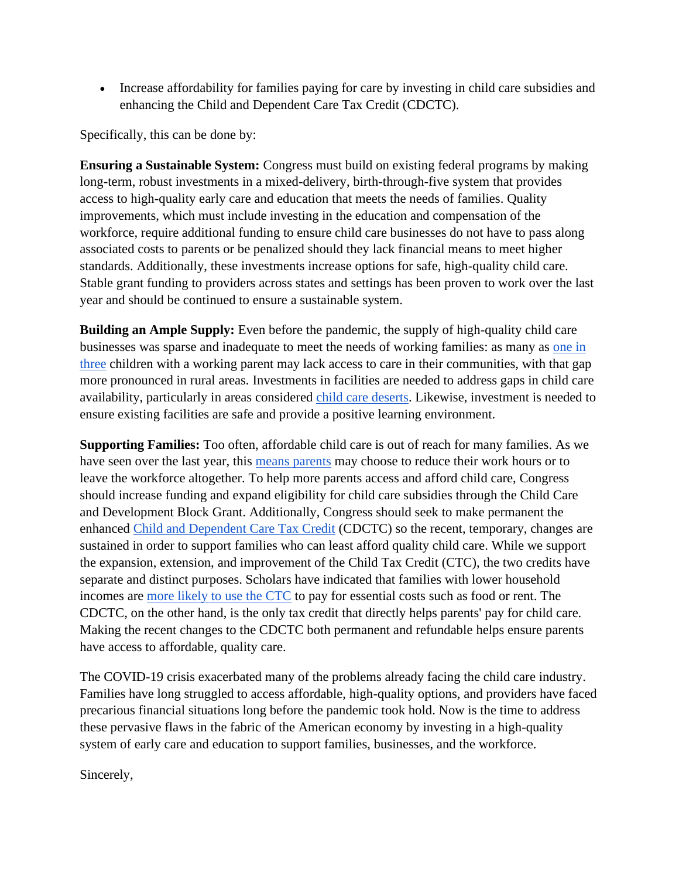- Increase affordability for families paying for care by investing in child care subsidies and enhancing the Child and Dependent Care Tax Credit (CDCTC).

Specifically, this can be done by:

**Ensuring a Sustainable System:** Congress must build on existing federal programs by making long-term, robust investments in a mixed-delivery, birth-through-five system that provides access to high-quality early care and education that meets the needs of families. Quality improvements, which must include investing in the education and compensation of the workforce, require additional funding to ensure child care businesses do not have to pass along associated costs to parents or be penalized should they lack financial means to meet higher standards. Additionally, these investments increase options for safe, high-quality child care. Stable grant funding to providers across states and settings has been proven to work over the last year and should be continued to ensure a sustainable system.

**Building an Ample Supply:** Even before the pandemic, the supply of high-quality child care businesses was sparse and inadequate to meet the needs of working families: as many as one in three children with a working parent may lack access to care in their communities, with that gap more pronounced in rural areas. Investments in facilities are needed to address gaps in child care availability, particularly in areas considered child care deserts. Likewise, investment is needed to ensure existing facilities are safe and provide a positive learning environment.

**Supporting Families:** Too often, affordable child care is out of reach for many families. As we have seen over the last year, this means parents may choose to reduce their work hours or to leave the workforce altogether. To help more parents access and afford child care, Congress should increase funding and expand eligibility for child care subsidies through the Child Care and Development Block Grant. Additionally, Congress should seek to make permanent the enhanced Child and Dependent Care Tax Credit (CDCTC) so the recent, temporary, changes are sustained in order to support families who can least afford quality child care. While we support the expansion, extension, and improvement of the Child Tax Credit (CTC), the two credits have separate and distinct purposes. Scholars have indicated that families with lower household incomes are more likely to use the CTC to pay for essential costs such as food or rent. The CDCTC, on the other hand, is the only tax credit that directly helps parents' pay for child care. Making the recent changes to the CDCTC both permanent and refundable helps ensure parents have access to affordable, quality care.

The COVID-19 crisis exacerbated many of the problems already facing the child care industry. Families have long struggled to access affordable, high-quality options, and providers have faced precarious financial situations long before the pandemic took hold. Now is the time to address these pervasive flaws in the fabric of the American economy by investing in a high-quality system of early care and education to support families, businesses, and the workforce.

Sincerely,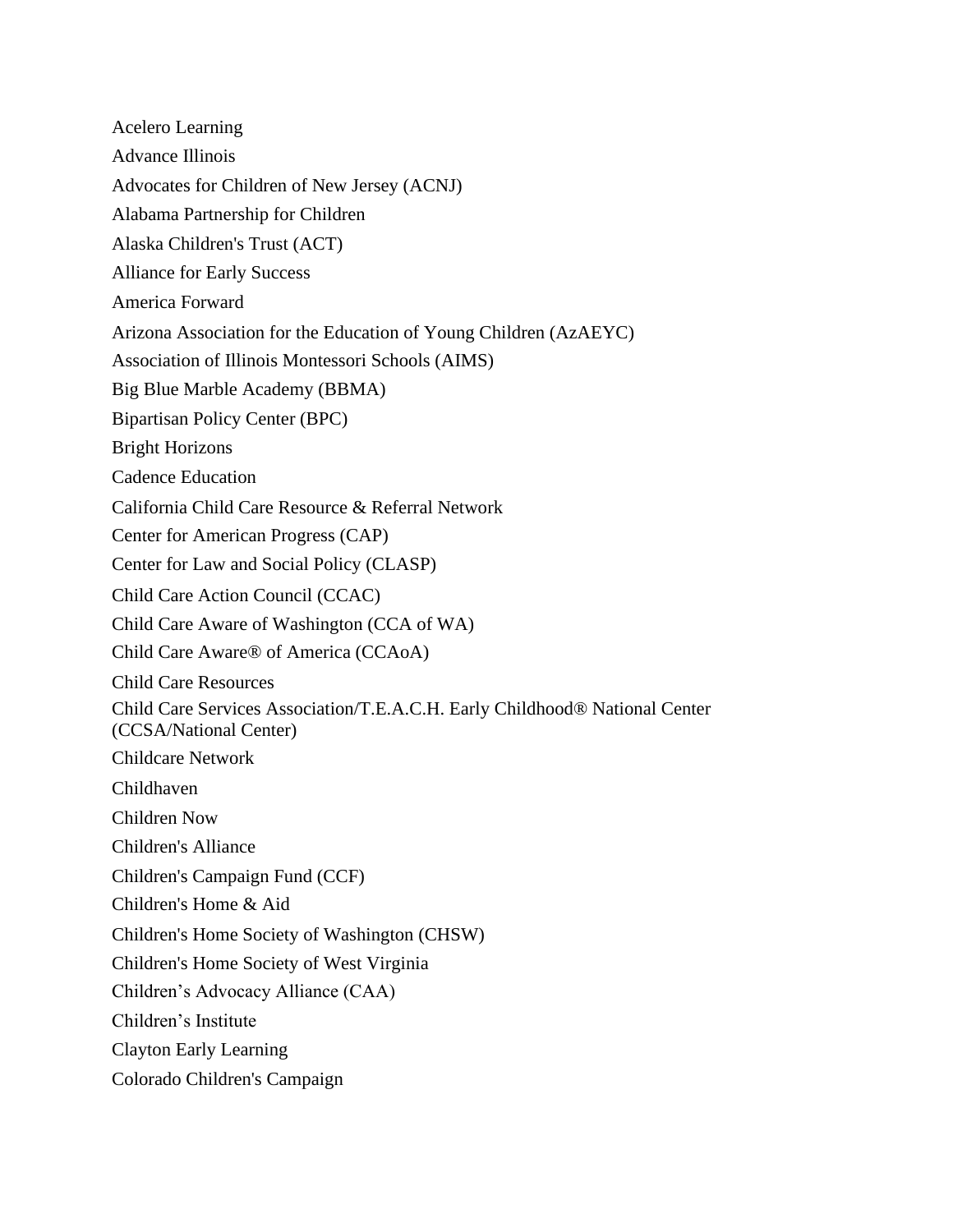Acelero Learning

Advance Illinois

Advocates for Children of New Jersey (ACNJ)

Alabama Partnership for Children

Alaska Children's Trust (ACT)

Alliance for Early Success

America Forward

Arizona Association for the Education of Young Children (AzAEYC)

Association of Illinois Montessori Schools (AIMS)

Big Blue Marble Academy (BBMA)

Bipartisan Policy Center (BPC)

Bright Horizons

Cadence Education

California Child Care Resource & Referral Network

Center for American Progress (CAP)

Center for Law and Social Policy (CLASP)

Child Care Action Council (CCAC)

Child Care Aware of Washington (CCA of WA)

Child Care Aware® of America (CCAoA)

Child Care Resources

Child Care Services Association/T.E.A.C.H. Early Childhood® National Center (CCSA/National Center)

Childcare Network

Childhaven

Children Now

Children's Alliance

Children's Campaign Fund (CCF)

Children's Home & Aid

Children's Home Society of Washington (CHSW)

Children's Home Society of West Virginia

Children’s Advocacy Alliance (CAA)

Children’s Institute

Clayton Early Learning

Colorado Children's Campaign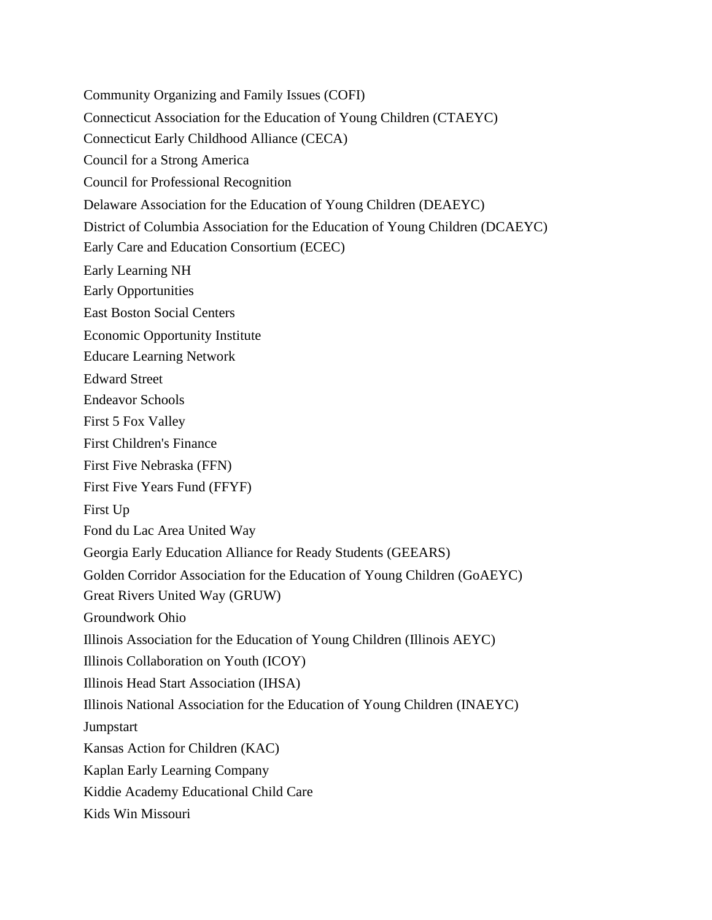Community Organizing and Family Issues (COFI)

Connecticut Association for the Education of Young Children (CTAEYC)

Connecticut Early Childhood Alliance (CECA)

Council for a Strong America

Council for Professional Recognition

Delaware Association for the Education of Young Children (DEAEYC)

District of Columbia Association for the Education of Young Children (DCAEYC)

Early Care and Education Consortium (ECEC)

Early Learning NH

Early Opportunities

East Boston Social Centers

Economic Opportunity Institute

Educare Learning Network

Edward Street

Endeavor Schools

First 5 Fox Valley

First Children's Finance

First Five Nebraska (FFN)

First Five Years Fund (FFYF)

First Up

Fond du Lac Area United Way

Georgia Early Education Alliance for Ready Students (GEEARS)

Golden Corridor Association for the Education of Young Children (GoAEYC)

Great Rivers United Way (GRUW)

Groundwork Ohio

Illinois Association for the Education of Young Children (Illinois AEYC)

Illinois Collaboration on Youth (ICOY)

Illinois Head Start Association (IHSA)

Illinois National Association for the Education of Young Children (INAEYC)

Jumpstart

Kansas Action for Children (KAC)

Kaplan Early Learning Company

Kiddie Academy Educational Child Care

Kids Win Missouri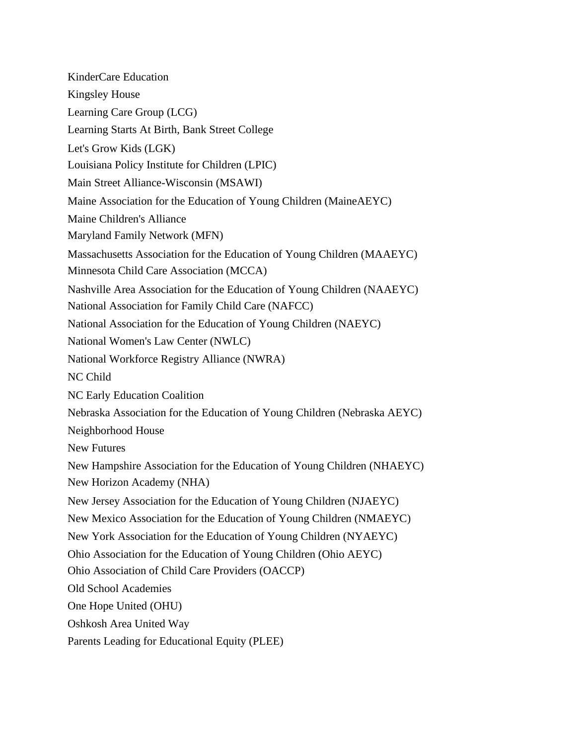KinderCare Education

Kingsley House

Learning Care Group (LCG)

Learning Starts At Birth, Bank Street College

Let's Grow Kids (LGK)

Louisiana Policy Institute for Children (LPIC)

Main Street Alliance-Wisconsin (MSAWI)

Maine Association for the Education of Young Children (MaineAEYC)

Maine Children's Alliance

Maryland Family Network (MFN)

Massachusetts Association for the Education of Young Children (MAAEYC)

Minnesota Child Care Association (MCCA)

Nashville Area Association for the Education of Young Children (NAAEYC)

National Association for Family Child Care (NAFCC)

National Association for the Education of Young Children (NAEYC)

National Women's Law Center (NWLC)

National Workforce Registry Alliance (NWRA)

NC Child

NC Early Education Coalition

Nebraska Association for the Education of Young Children (Nebraska AEYC)

Neighborhood House

New Futures

New Hampshire Association for the Education of Young Children (NHAEYC)

New Horizon Academy (NHA)

New Jersey Association for the Education of Young Children (NJAEYC)

New Mexico Association for the Education of Young Children (NMAEYC)

New York Association for the Education of Young Children (NYAEYC)

Ohio Association for the Education of Young Children (Ohio AEYC)

Ohio Association of Child Care Providers (OACCP)

Old School Academies

One Hope United (OHU)

Oshkosh Area United Way

Parents Leading for Educational Equity (PLEE)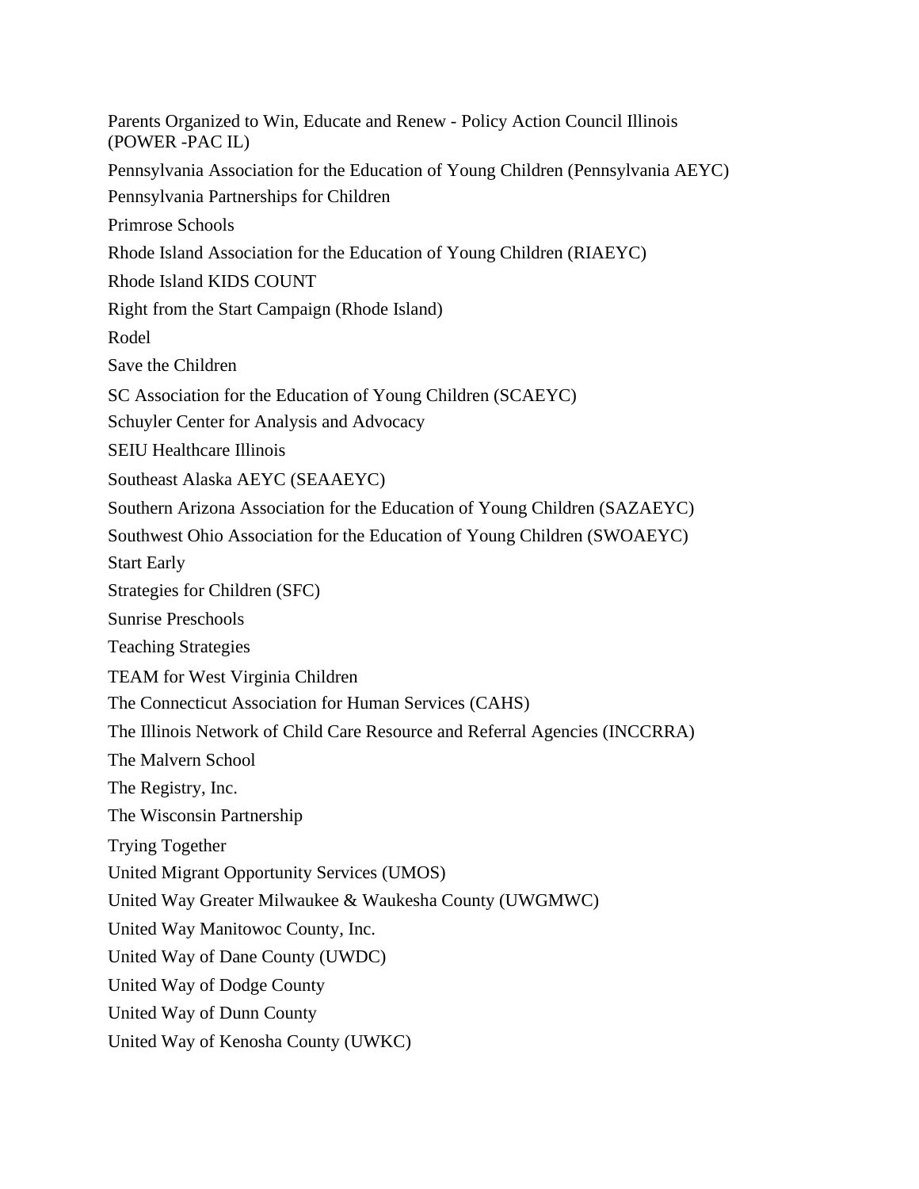Parents Organized to Win, Educate and Renew - Policy Action Council Illinois (POWER -PAC IL)

Pennsylvania Association for the Education of Young Children (Pennsylvania AEYC)

Pennsylvania Partnerships for Children

Primrose Schools

Rhode Island Association for the Education of Young Children (RIAEYC)

Rhode Island KIDS COUNT

Right from the Start Campaign (Rhode Island)

Rodel

Save the Children

SC Association for the Education of Young Children (SCAEYC)

Schuyler Center for Analysis and Advocacy

SEIU Healthcare Illinois

Southeast Alaska AEYC (SEAAEYC)

Southern Arizona Association for the Education of Young Children (SAZAEYC)

Southwest Ohio Association for the Education of Young Children (SWOAEYC)

Start Early

Strategies for Children (SFC)

Sunrise Preschools

Teaching Strategies

TEAM for West Virginia Children

The Connecticut Association for Human Services (CAHS)

The Illinois Network of Child Care Resource and Referral Agencies (INCCRRA)

The Malvern School

The Registry, Inc.

The Wisconsin Partnership

Trying Together

United Migrant Opportunity Services (UMOS)

United Way Greater Milwaukee & Waukesha County (UWGMWC)

United Way Manitowoc County, Inc.

United Way of Dane County (UWDC)

United Way of Dodge County

United Way of Dunn County

United Way of Kenosha County (UWKC)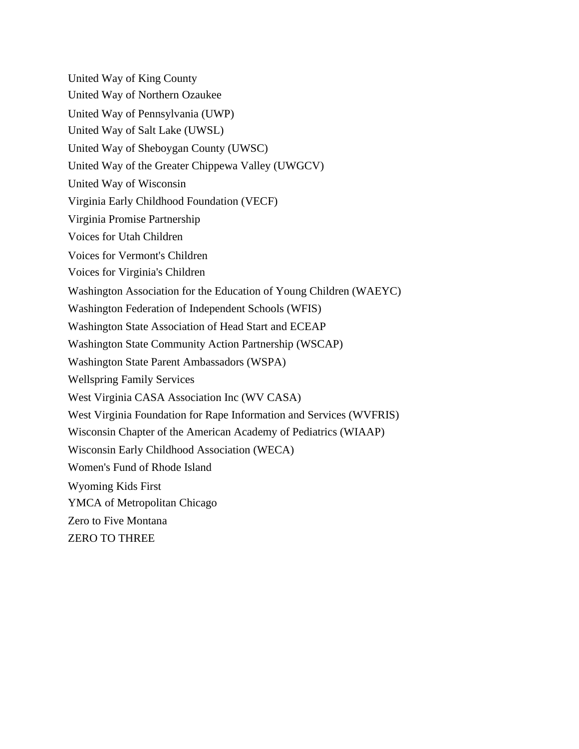United Way of King County
United Way of Northern Ozaukee
United Way of Pennsylvania (UWP)
United Way of Salt Lake (UWSL)
United Way of Sheboygan County (UWSC)
United Way of the Greater Chippewa Valley (UWGCV)
United Way of Wisconsin
Virginia Early Childhood Foundation (VECF)
Virginia Promise Partnership
Voices for Utah Children
Voices for Vermont's Children
Voices for Virginia's Children
Washington Association for the Education of Young Children (WAEYC)
Washington Federation of Independent Schools (WFIS)
Washington State Association of Head Start and ECEAP
Washington State Community Action Partnership (WSCAP)
Washington State Parent Ambassadors (WSPA)
Wellspring Family Services
West Virginia CASA Association Inc (WV CASA)
West Virginia Foundation for Rape Information and Services (WVFRIS)
Wisconsin Chapter of the American Academy of Pediatrics (WIAAP)
Wisconsin Early Childhood Association (WECA)
Women's Fund of Rhode Island
Wyoming Kids First
YMCA of Metropolitan Chicago
Zero to Five Montana
ZERO TO THREE